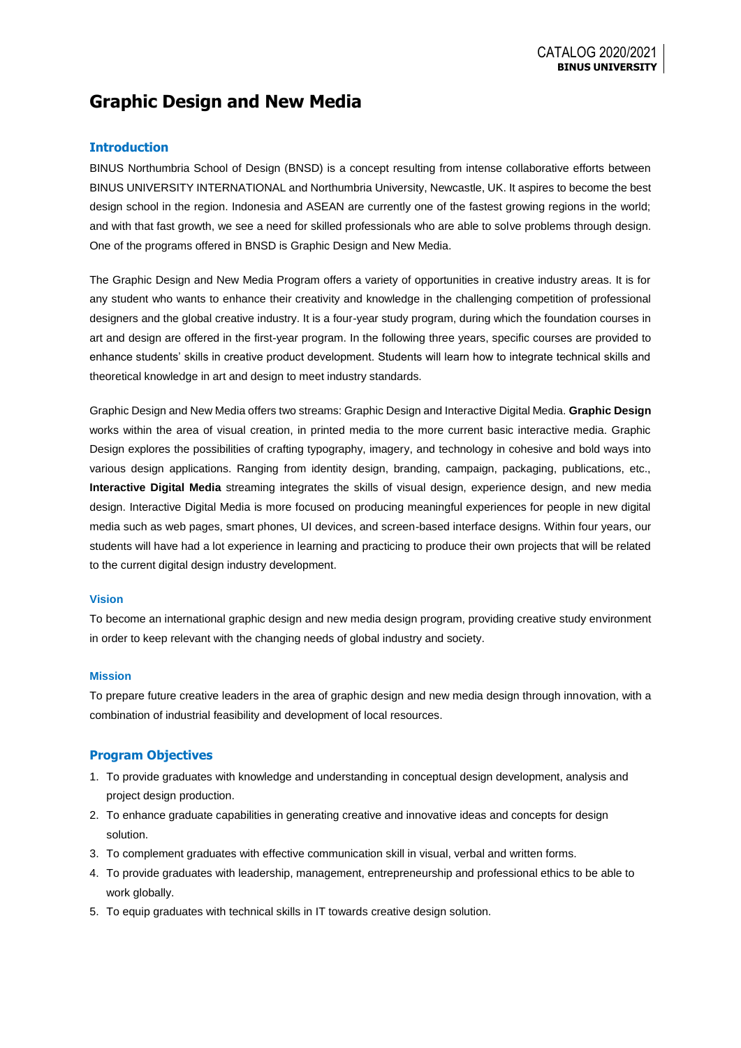# Graphic Design and New Media

## Introduction

BINUS Northumbria School of Design (BNSD) is a concept resulting from intense collaborative efforts between BINUS UNIVERSITY INTERNATIONAL and Northumbria University, Newcastle, UK. It aspires to become the best design school in the region. Indonesia and ASEAN are currently one of the fastest growing regions in the world; and with that fast growth, we see a need for skilled professionals who are able to solve problems through design. One of the programs offered in BNSD is Graphic Design and New Media.

The Graphic Design and New Media Program offers a variety of opportunities in creative industry areas. It is for any student who wants to enhance their creativity and knowledge in the challenging competition of professional designers and the global creative industry. It is a four-year study program, during which the foundation courses in art and design are offered in the first-year program. In the following three years, specific courses are provided to enhance students' skills in creative product development. Students will learn how to integrate technical skills and theoretical knowledge in art and design to meet industry standards.

Graphic Design and New Media offers two streams: Graphic Design and Interactive Digital Media. **Graphic Design** works within the area of visual creation, in printed media to the more current basic interactive media. Graphic Design explores the possibilities of crafting typography, imagery, and technology in cohesive and bold ways into various design applications. Ranging from identity design, branding, campaign, packaging, publications, etc., **Interactive Digital Media** streaming integrates the skills of visual design, experience design, and new media design. Interactive Digital Media is more focused on producing meaningful experiences for people in new digital media such as web pages, smart phones, UI devices, and screen-based interface designs. Within four years, our students will have had a lot experience in learning and practicing to produce their own projects that will be related to the current digital design industry development.

### Vision

To become an international graphic design and new media design program, providing creative study environment in order to keep relevant with the changing needs of global industry and society.

### Mission

To prepare future creative leaders in the area of graphic design and new media design through innovation, with a combination of industrial feasibility and development of local resources.

## Program Objectives

1. To provide graduates with knowledge and understanding in conceptual design development, analysis and project design production.
2. To enhance graduate capabilities in generating creative and innovative ideas and concepts for design solution.
3. To complement graduates with effective communication skill in visual, verbal and written forms.
4. To provide graduates with leadership, management, entrepreneurship and professional ethics to be able to work globally.
5. To equip graduates with technical skills in IT towards creative design solution.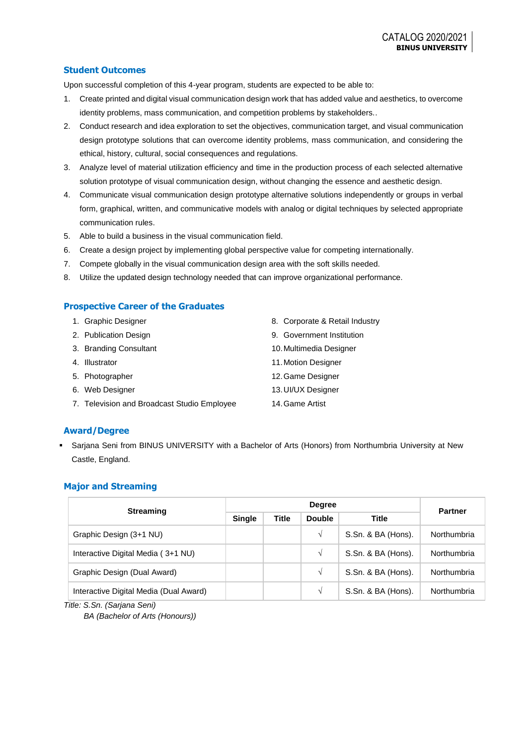## Student Outcomes

Upon successful completion of this 4-year program, students are expected to be able to:

1. Create printed and digital visual communication design work that has added value and aesthetics, to overcome identity problems, mass communication, and competition problems by stakeholders..
2. Conduct research and idea exploration to set the objectives, communication target, and visual communication design prototype solutions that can overcome identity problems, mass communication, and considering the ethical, history, cultural, social consequences and regulations.
3. Analyze level of material utilization efficiency and time in the production process of each selected alternative solution prototype of visual communication design, without changing the essence and aesthetic design.
4. Communicate visual communication design prototype alternative solutions independently or groups in verbal form, graphical, written, and communicative models with analog or digital techniques by selected appropriate communication rules.
5. Able to build a business in the visual communication field.
6. Create a design project by implementing global perspective value for competing internationally.
7. Compete globally in the visual communication design area with the soft skills needed.
8. Utilize the updated design technology needed that can improve organizational performance.

## Prospective Career of the Graduates

1. Graphic Designer
2. Publication Design
3. Branding Consultant
4. Illustrator
5. Photographer
6. Web Designer
7. Television and Broadcast Studio Employee
8. Corporate & Retail Industry
9. Government Institution
10. Multimedia Designer
11. Motion Designer
12. Game Designer
13. UI/UX Designer
14. Game Artist

## Award/Degree

- Sarjana Seni from BINUS UNIVERSITY with a Bachelor of Arts (Honors) from Northumbria University at New Castle, England.

## Major and Streaming

| Streaming | Degree | | | | Partner |
|---|---|---|---|---|---|
| | Single | Title | Double | Title | |
| Graphic Design (3+1 NU) | | | √ | S.Sn. & BA (Hons). | Northumbria |
| Interactive Digital Media ( 3+1 NU) | | | √ | S.Sn. & BA (Hons). | Northumbria |
| Graphic Design (Dual Award) | | | √ | S.Sn. & BA (Hons). | Northumbria |
| Interactive Digital Media (Dual Award) | | | √ | S.Sn. & BA (Hons). | Northumbria |

*Title: S.Sn. (Sarjana Seni)*
*BA (Bachelor of Arts (Honours))*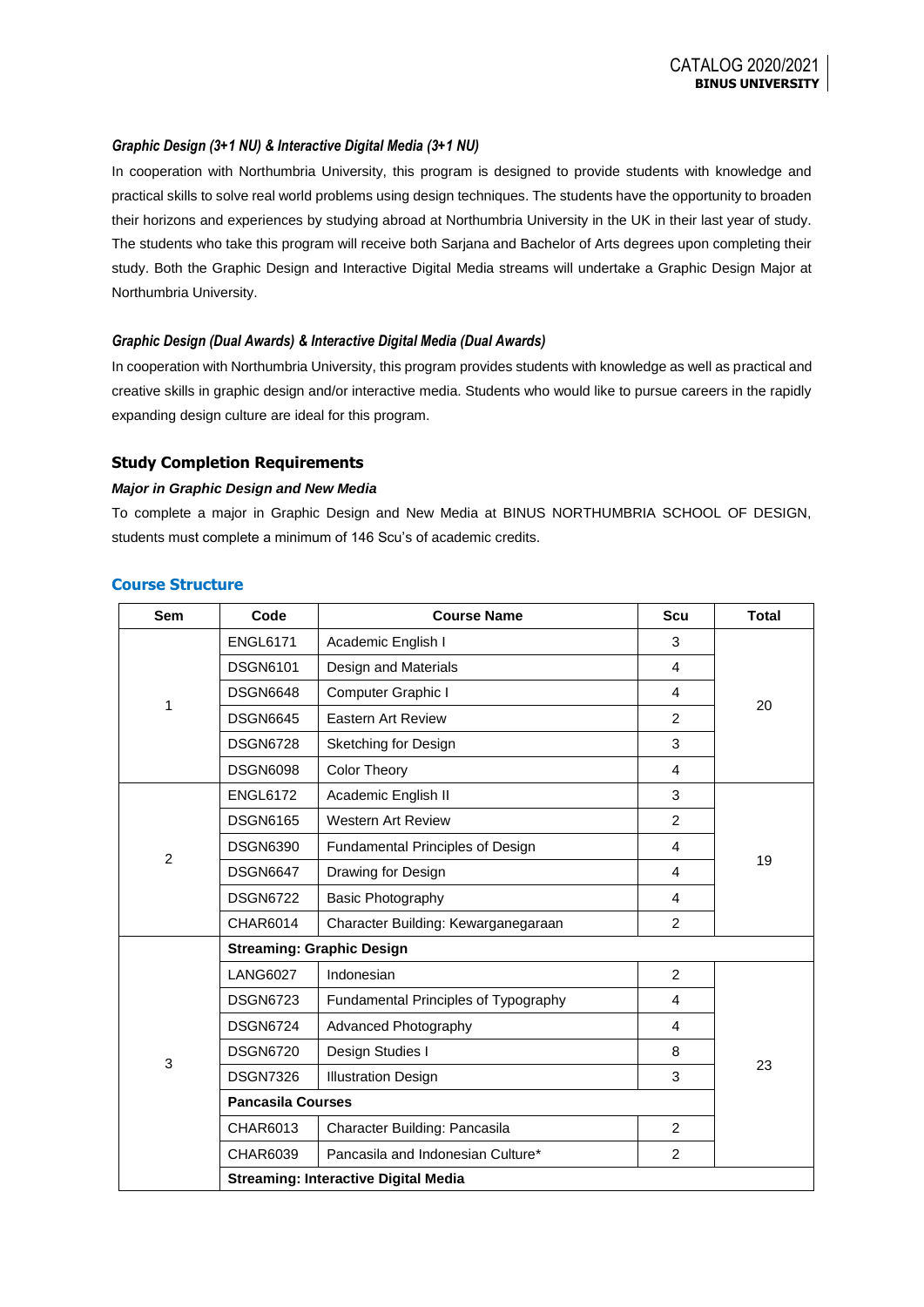*Graphic Design (3+1 NU) & Interactive Digital Media (3+1 NU)*

In cooperation with Northumbria University, this program is designed to provide students with knowledge and practical skills to solve real world problems using design techniques. The students have the opportunity to broaden their horizons and experiences by studying abroad at Northumbria University in the UK in their last year of study. The students who take this program will receive both Sarjana and Bachelor of Arts degrees upon completing their study. Both the Graphic Design and Interactive Digital Media streams will undertake a Graphic Design Major at Northumbria University.

*Graphic Design (Dual Awards) & Interactive Digital Media (Dual Awards)*

In cooperation with Northumbria University, this program provides students with knowledge as well as practical and creative skills in graphic design and/or interactive media. Students who would like to pursue careers in the rapidly expanding design culture are ideal for this program.

## Study Completion Requirements

***Major in Graphic Design and New Media***

To complete a major in Graphic Design and New Media at BINUS NORTHUMBRIA SCHOOL OF DESIGN, students must complete a minimum of 146 Scu's of academic credits.

## Course Structure

| Sem | Code | Course Name | Scu | Total |
|---|---|---|---|---|
| 1 | ENGL6171 | Academic English I | 3 | 20 |
| | DSGN6101 | Design and Materials | 4 | |
| | DSGN6648 | Computer Graphic I | 4 | |
| | DSGN6645 | Eastern Art Review | 2 | |
| | DSGN6728 | Sketching for Design | 3 | |
| | DSGN6098 | Color Theory | 4 | |
| 2 | ENGL6172 | Academic English II | 3 | 19 |
| | DSGN6165 | Western Art Review | 2 | |
| | DSGN6390 | Fundamental Principles of Design | 4 | |
| | DSGN6647 | Drawing for Design | 4 | |
| | DSGN6722 | Basic Photography | 4 | |
| | CHAR6014 | Character Building: Kewarganegaraan | 2 | |
| 3 | **Streaming: Graphic Design** | | | |
| | LANG6027 | Indonesian | 2 | 23 |
| | DSGN6723 | Fundamental Principles of Typography | 4 | |
| | DSGN6724 | Advanced Photography | 4 | |
| | DSGN6720 | Design Studies I | 8 | |
| | DSGN7326 | Illustration Design | 3 | |
| | **Pancasila Courses** | | | |
| | CHAR6013 | Character Building: Pancasila | 2 | |
| | CHAR6039 | Pancasila and Indonesian Culture* | 2 | |
| | **Streaming: Interactive Digital Media** | | | |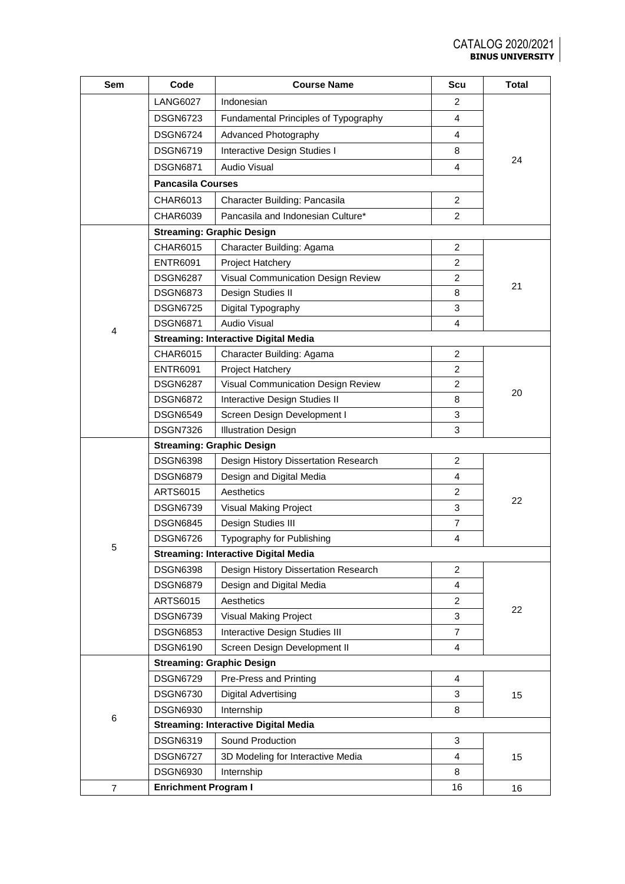| Sem | Code | Course Name | Scu | Total |
|---|---|---|---|---|
| | LANG6027 | Indonesian | 2 | 24 |
| | DSGN6723 | Fundamental Principles of Typography | 4 | |
| | DSGN6724 | Advanced Photography | 4 | |
| | DSGN6719 | Interactive Design Studies I | 8 | |
| | DSGN6871 | Audio Visual | 4 | |
| | **Pancasila Courses** | | | |
| | CHAR6013 | Character Building: Pancasila | 2 | |
| | CHAR6039 | Pancasila and Indonesian Culture* | 2 | |
| 4 | **Streaming: Graphic Design** | | | |
| | CHAR6015 | Character Building: Agama | 2 | 21 |
| | ENTR6091 | Project Hatchery | 2 | |
| | DSGN6287 | Visual Communication Design Review | 2 | |
| | DSGN6873 | Design Studies II | 8 | |
| | DSGN6725 | Digital Typography | 3 | |
| | DSGN6871 | Audio Visual | 4 | |
| | **Streaming: Interactive Digital Media** | | | |
| | CHAR6015 | Character Building: Agama | 2 | 20 |
| | ENTR6091 | Project Hatchery | 2 | |
| | DSGN6287 | Visual Communication Design Review | 2 | |
| | DSGN6872 | Interactive Design Studies II | 8 | |
| | DSGN6549 | Screen Design Development I | 3 | |
| | DSGN7326 | Illustration Design | 3 | |
| 5 | **Streaming: Graphic Design** | | | |
| | DSGN6398 | Design History Dissertation Research | 2 | 22 |
| | DSGN6879 | Design and Digital Media | 4 | |
| | ARTS6015 | Aesthetics | 2 | |
| | DSGN6739 | Visual Making Project | 3 | |
| | DSGN6845 | Design Studies III | 7 | |
| | DSGN6726 | Typography for Publishing | 4 | |
| | **Streaming: Interactive Digital Media** | | | |
| | DSGN6398 | Design History Dissertation Research | 2 | 22 |
| | DSGN6879 | Design and Digital Media | 4 | |
| | ARTS6015 | Aesthetics | 2 | |
| | DSGN6739 | Visual Making Project | 3 | |
| | DSGN6853 | Interactive Design Studies III | 7 | |
| | DSGN6190 | Screen Design Development II | 4 | |
| 6 | **Streaming: Graphic Design** | | | |
| | DSGN6729 | Pre-Press and Printing | 4 | 15 |
| | DSGN6730 | Digital Advertising | 3 | |
| | DSGN6930 | Internship | 8 | |
| | **Streaming: Interactive Digital Media** | | | |
| | DSGN6319 | Sound Production | 3 | 15 |
| | DSGN6727 | 3D Modeling for Interactive Media | 4 | |
| | DSGN6930 | Internship | 8 | |
| 7 | **Enrichment Program I** | | 16 | 16 |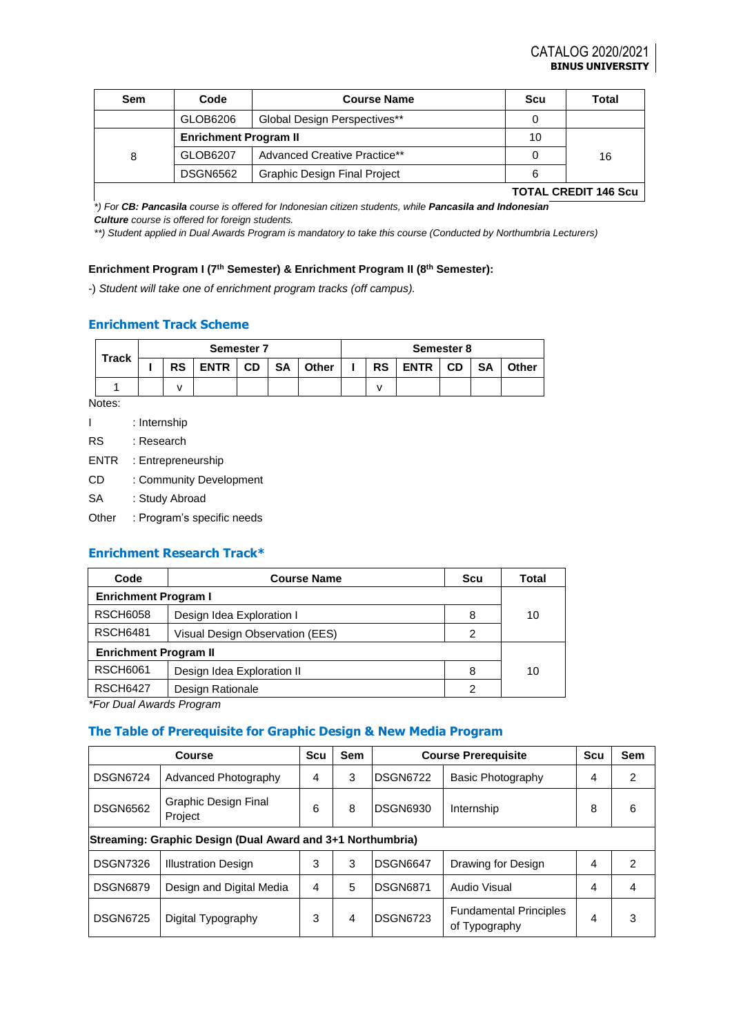| Sem | Code | Course Name | Scu | Total |
|---|---|---|---|---|
| | GLOB6206 | Global Design Perspectives** | 0 | |
| 8 | **Enrichment Program II** | | 10 | 16 |
| | GLOB6207 | Advanced Creative Practice** | 0 | |
| | DSGN6562 | Graphic Design Final Project | 6 | |
| | | | | **TOTAL CREDIT 146 Scu** |

*) For **CB: Pancasila** course is offered for Indonesian citizen students, while **Pancasila and Indonesian Culture** course is offered for foreign students.

**) Student applied in Dual Awards Program is mandatory to take this course (Conducted by Northumbria Lecturers)

**Enrichment Program I (7th Semester) & Enrichment Program II (8th Semester):**

-) *Student will take one of enrichment program tracks (off campus).*

## Enrichment Track Scheme

| Track | Semester 7 | | | | | | Semester 8 | | | | | |
|---|---|---|---|---|---|---|---|---|---|---|---|---|
| | I | RS | ENTR | CD | SA | Other | I | RS | ENTR | CD | SA | Other |
| 1 | | v | | | | | | v | | | | |

Notes:

- I : Internship
- RS : Research
- ENTR : Entrepreneurship
- CD : Community Development
- SA : Study Abroad
- Other : Program's specific needs

## Enrichment Research Track*

| Code | Course Name | Scu | Total |
|---|---|---|---|
| **Enrichment Program I** | | | 10 |
| RSCH6058 | Design Idea Exploration I | 8 | |
| RSCH6481 | Visual Design Observation (EES) | 2 | |
| **Enrichment Program II** | | | 10 |
| RSCH6061 | Design Idea Exploration II | 8 | |
| RSCH6427 | Design Rationale | 2 | |

*For Dual Awards Program

## The Table of Prerequisite for Graphic Design & New Media Program

| Course | | Scu | Sem | Course Prerequisite | | Scu | Sem |
|---|---|---|---|---|---|---|---|
| DSGN6724 | Advanced Photography | 4 | 3 | DSGN6722 | Basic Photography | 4 | 2 |
| DSGN6562 | Graphic Design Final Project | 6 | 8 | DSGN6930 | Internship | 8 | 6 |
| **Streaming: Graphic Design (Dual Award and 3+1 Northumbria)** | | | | | | | |
| DSGN7326 | Illustration Design | 3 | 3 | DSGN6647 | Drawing for Design | 4 | 2 |
| DSGN6879 | Design and Digital Media | 4 | 5 | DSGN6871 | Audio Visual | 4 | 4 |
| DSGN6725 | Digital Typography | 3 | 4 | DSGN6723 | Fundamental Principles of Typography | 4 | 3 |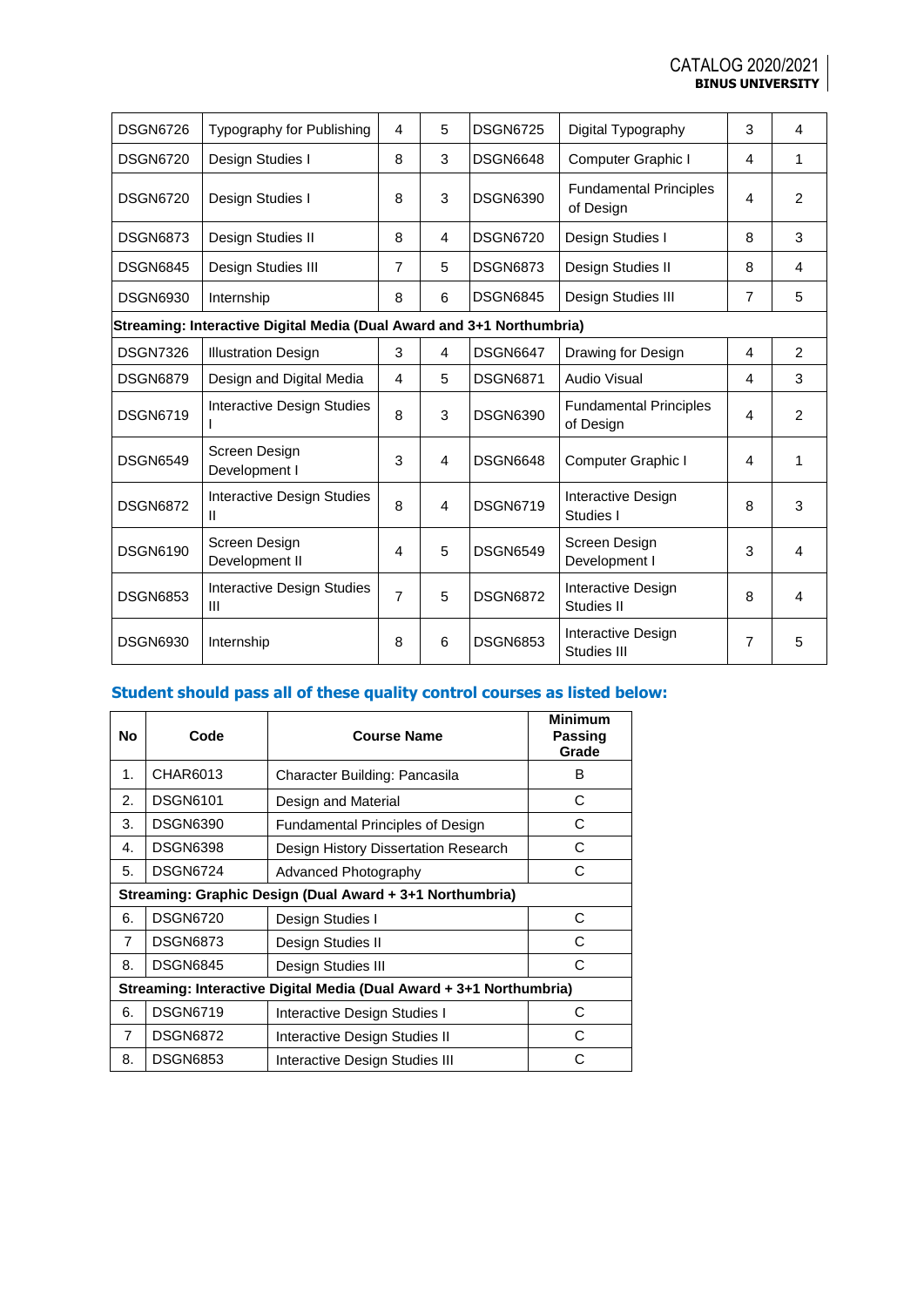| | | | | | | | |
|---|---|---|---|---|---|---|---|
| DSGN6726 | Typography for Publishing | 4 | 5 | DSGN6725 | Digital Typography | 3 | 4 |
| DSGN6720 | Design Studies I | 8 | 3 | DSGN6648 | Computer Graphic I | 4 | 1 |
| DSGN6720 | Design Studies I | 8 | 3 | DSGN6390 | Fundamental Principles of Design | 4 | 2 |
| DSGN6873 | Design Studies II | 8 | 4 | DSGN6720 | Design Studies I | 8 | 3 |
| DSGN6845 | Design Studies III | 7 | 5 | DSGN6873 | Design Studies II | 8 | 4 |
| DSGN6930 | Internship | 8 | 6 | DSGN6845 | Design Studies III | 7 | 5 |
| **Streaming: Interactive Digital Media (Dual Award and 3+1 Northumbria)** | | | | | | | |
| DSGN7326 | Illustration Design | 3 | 4 | DSGN6647 | Drawing for Design | 4 | 2 |
| DSGN6879 | Design and Digital Media | 4 | 5 | DSGN6871 | Audio Visual | 4 | 3 |
| DSGN6719 | Interactive Design Studies I | 8 | 3 | DSGN6390 | Fundamental Principles of Design | 4 | 2 |
| DSGN6549 | Screen Design Development I | 3 | 4 | DSGN6648 | Computer Graphic I | 4 | 1 |
| DSGN6872 | Interactive Design Studies II | 8 | 4 | DSGN6719 | Interactive Design Studies I | 8 | 3 |
| DSGN6190 | Screen Design Development II | 4 | 5 | DSGN6549 | Screen Design Development I | 3 | 4 |
| DSGN6853 | Interactive Design Studies III | 7 | 5 | DSGN6872 | Interactive Design Studies II | 8 | 4 |
| DSGN6930 | Internship | 8 | 6 | DSGN6853 | Interactive Design Studies III | 7 | 5 |

## Student should pass all of these quality control courses as listed below:

| No | Code | Course Name | Minimum Passing Grade |
|---|---|---|---|
| 1. | CHAR6013 | Character Building: Pancasila | B |
| 2. | DSGN6101 | Design and Material | C |
| 3. | DSGN6390 | Fundamental Principles of Design | C |
| 4. | DSGN6398 | Design History Dissertation Research | C |
| 5. | DSGN6724 | Advanced Photography | C |
| **Streaming: Graphic Design (Dual Award + 3+1 Northumbria)** | | | |
| 6. | DSGN6720 | Design Studies I | C |
| 7 | DSGN6873 | Design Studies II | C |
| 8. | DSGN6845 | Design Studies III | C |
| **Streaming: Interactive Digital Media (Dual Award + 3+1 Northumbria)** | | | |
| 6. | DSGN6719 | Interactive Design Studies I | C |
| 7 | DSGN6872 | Interactive Design Studies II | C |
| 8. | DSGN6853 | Interactive Design Studies III | C |